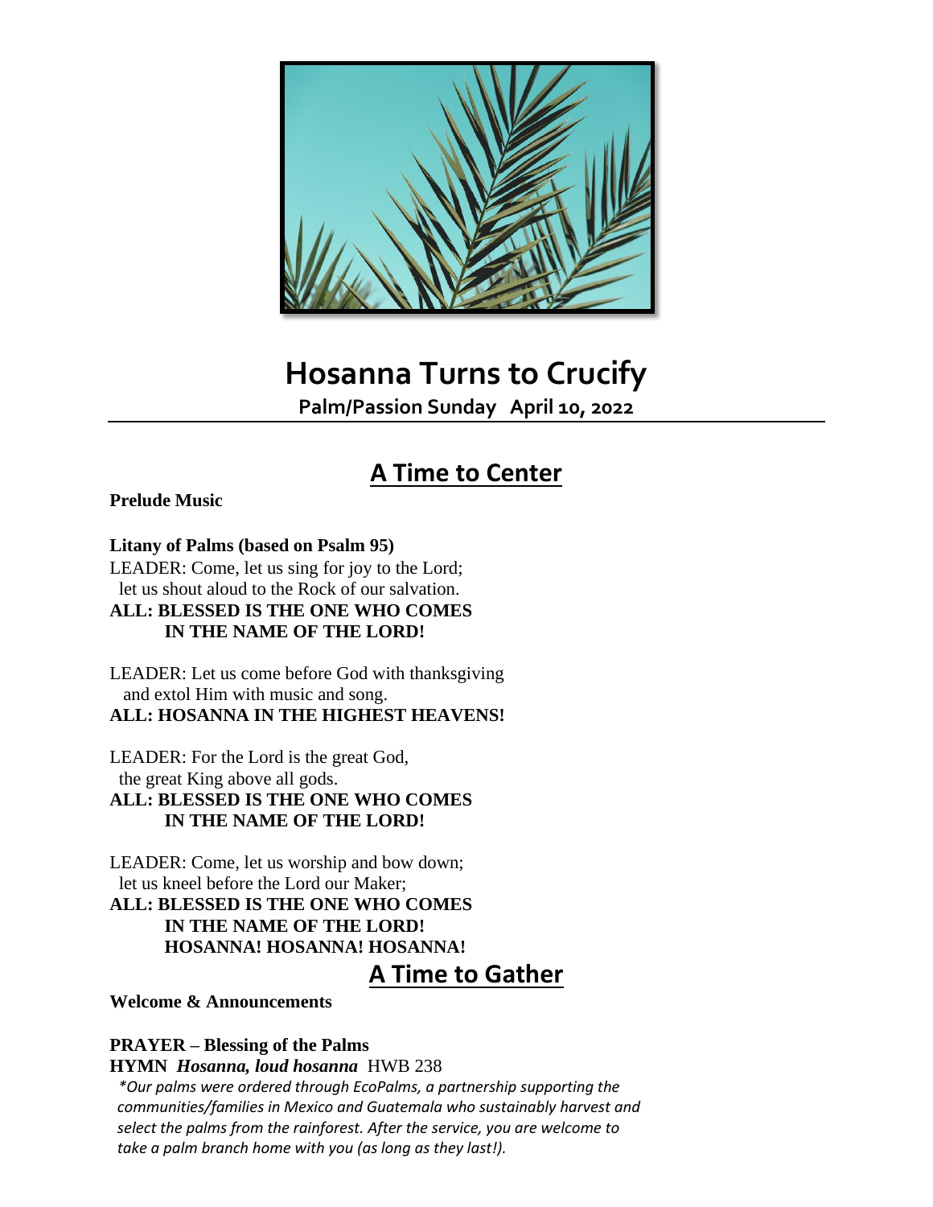# Hosanna Turns to Crucify

**Palm/Passion Sunday April 10, 2022**

## A Time to Center

**Prelude Music**

**Litany of Palms (based on Psalm 95)**

LEADER: Come, let us sing for joy to the Lord;
let us shout aloud to the Rock of our salvation.
**ALL: BLESSED IS THE ONE WHO COMES IN THE NAME OF THE LORD!**

LEADER: Let us come before God with thanksgiving
and extol Him with music and song.
**ALL: HOSANNA IN THE HIGHEST HEAVENS!**

LEADER: For the Lord is the great God,
the great King above all gods.
**ALL: BLESSED IS THE ONE WHO COMES IN THE NAME OF THE LORD!**

LEADER: Come, let us worship and bow down;
let us kneel before the Lord our Maker;
**ALL: BLESSED IS THE ONE WHO COMES IN THE NAME OF THE LORD! HOSANNA! HOSANNA! HOSANNA!**

## A Time to Gather

**Welcome & Announcements**

**PRAYER – Blessing of the Palms**

**HYMN *Hosanna, loud hosanna*** HWB 238

*\*Our palms were ordered through EcoPalms, a partnership supporting the communities/families in Mexico and Guatemala who sustainably harvest and select the palms from the rainforest. After the service, you are welcome to take a palm branch home with you (as long as they last!).*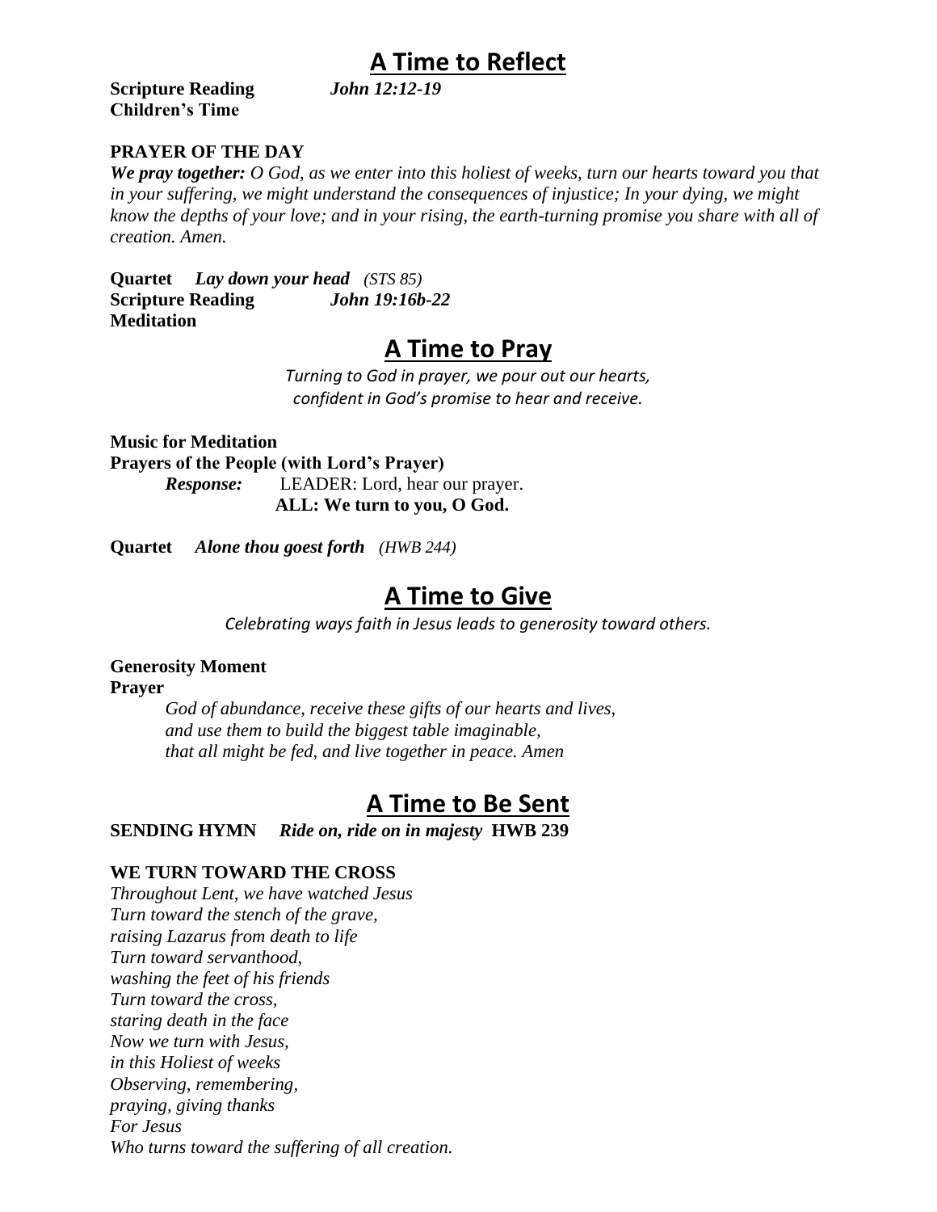# A Time to Reflect

**Scripture Reading** *John 12:12-19*
**Children's Time**

**PRAYER OF THE DAY**

***We pray together:*** *O God, as we enter into this holiest of weeks, turn our hearts toward you that in your suffering, we might understand the consequences of injustice; In your dying, we might know the depths of your love; and in your rising, the earth-turning promise you share with all of creation. Amen.*

**Quartet** ***Lay down your head*** *(STS 85)*
**Scripture Reading** ***John 19:16b-22***
**Meditation**

# A Time to Pray

*Turning to God in prayer, we pour out our hearts,*
*confident in God's promise to hear and receive.*

**Music for Meditation**
**Prayers of the People (with Lord's Prayer)**

***Response:*** LEADER: Lord, hear our prayer.
**ALL: We turn to you, O God.**

**Quartet** ***Alone thou goest forth*** *(HWB 244)*

# A Time to Give

*Celebrating ways faith in Jesus leads to generosity toward others.*

**Generosity Moment**
**Prayer**

*God of abundance, receive these gifts of our hearts and lives,*
*and use them to build the biggest table imaginable,*
*that all might be fed, and live together in peace. Amen*

# A Time to Be Sent

**SENDING HYMN** ***Ride on, ride on in majesty*** **HWB 239**

**WE TURN TOWARD THE CROSS**

*Throughout Lent, we have watched Jesus*
*Turn toward the stench of the grave,*
*raising Lazarus from death to life*
*Turn toward servanthood,*
*washing the feet of his friends*
*Turn toward the cross,*
*staring death in the face*
*Now we turn with Jesus,*
*in this Holiest of weeks*
*Observing, remembering,*
*praying, giving thanks*
*For Jesus*
*Who turns toward the suffering of all creation.*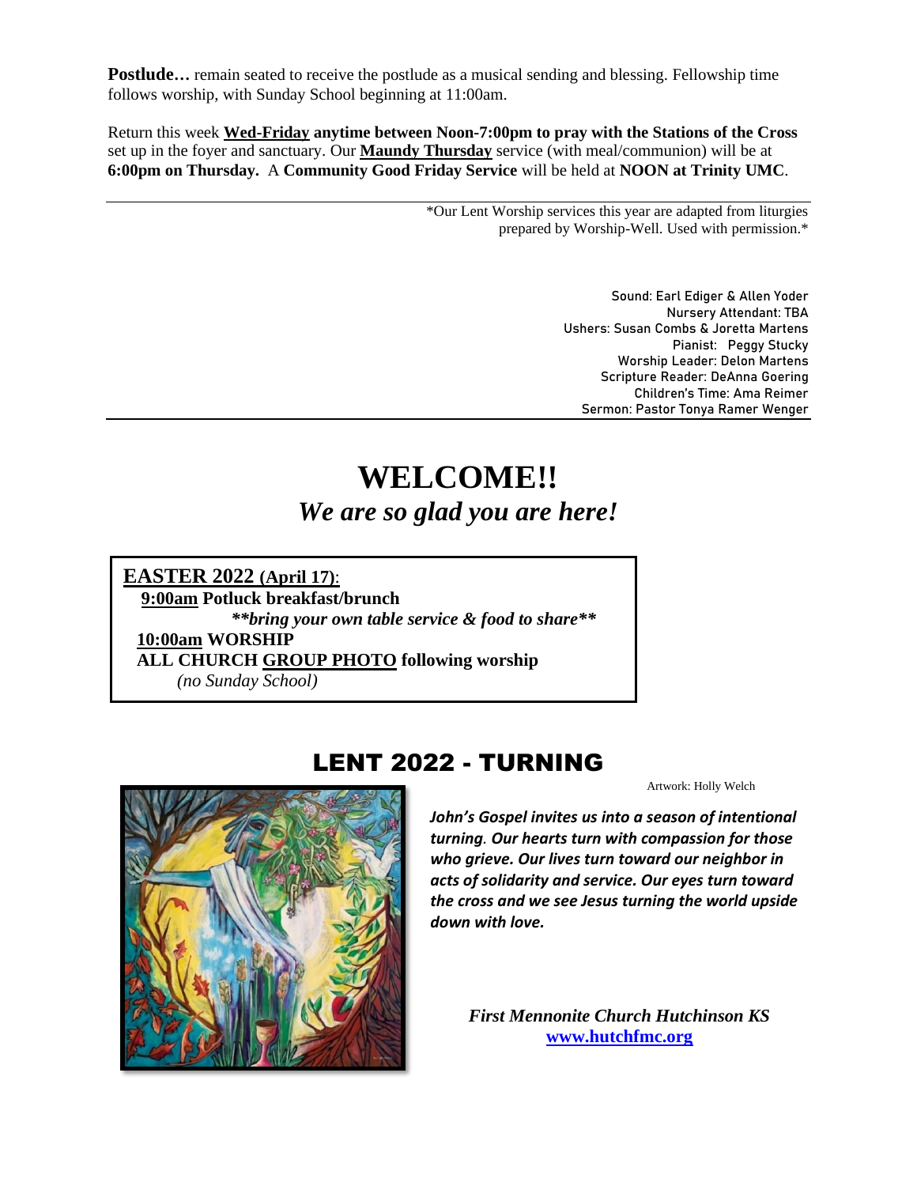**Postlude…** remain seated to receive the postlude as a musical sending and blessing. Fellowship time follows worship, with Sunday School beginning at 11:00am.

Return this week **Wed-Friday anytime between Noon-7:00pm to pray with the Stations of the Cross** set up in the foyer and sanctuary. Our **Maundy Thursday** service (with meal/communion) will be at **6:00pm on Thursday.** A **Community Good Friday Service** will be held at **NOON at Trinity UMC**.

---

*Our Lent Worship services this year are adapted from liturgies prepared by Worship-Well. Used with permission.*

Sound: Earl Ediger & Allen Yoder
Nursery Attendant: TBA
Ushers: Susan Combs & Joretta Martens
Pianist: Peggy Stucky
Worship Leader: Delon Martens
Scripture Reader: DeAnna Goering
Children's Time: Ama Reimer
Sermon: Pastor Tonya Ramer Wenger

---

# WELCOME!!

***We are so glad you are here!***

**EASTER 2022 (April 17):**

**9:00am Potluck breakfast/brunch**

***\*\*bring your own table service & food to share\*\****

**10:00am WORSHIP**

**ALL CHURCH GROUP PHOTO following worship**

*(no Sunday School)*

## LENT 2022 - TURNING

Artwork: Holly Welch

***John's Gospel invites us into a season of intentional turning. Our hearts turn with compassion for those who grieve. Our lives turn toward our neighbor in acts of solidarity and service. Our eyes turn toward the cross and we see Jesus turning the world upside down with love.***

*First Mennonite Church Hutchinson KS*

[www.hutchfmc.org](http://www.hutchfmc.org)